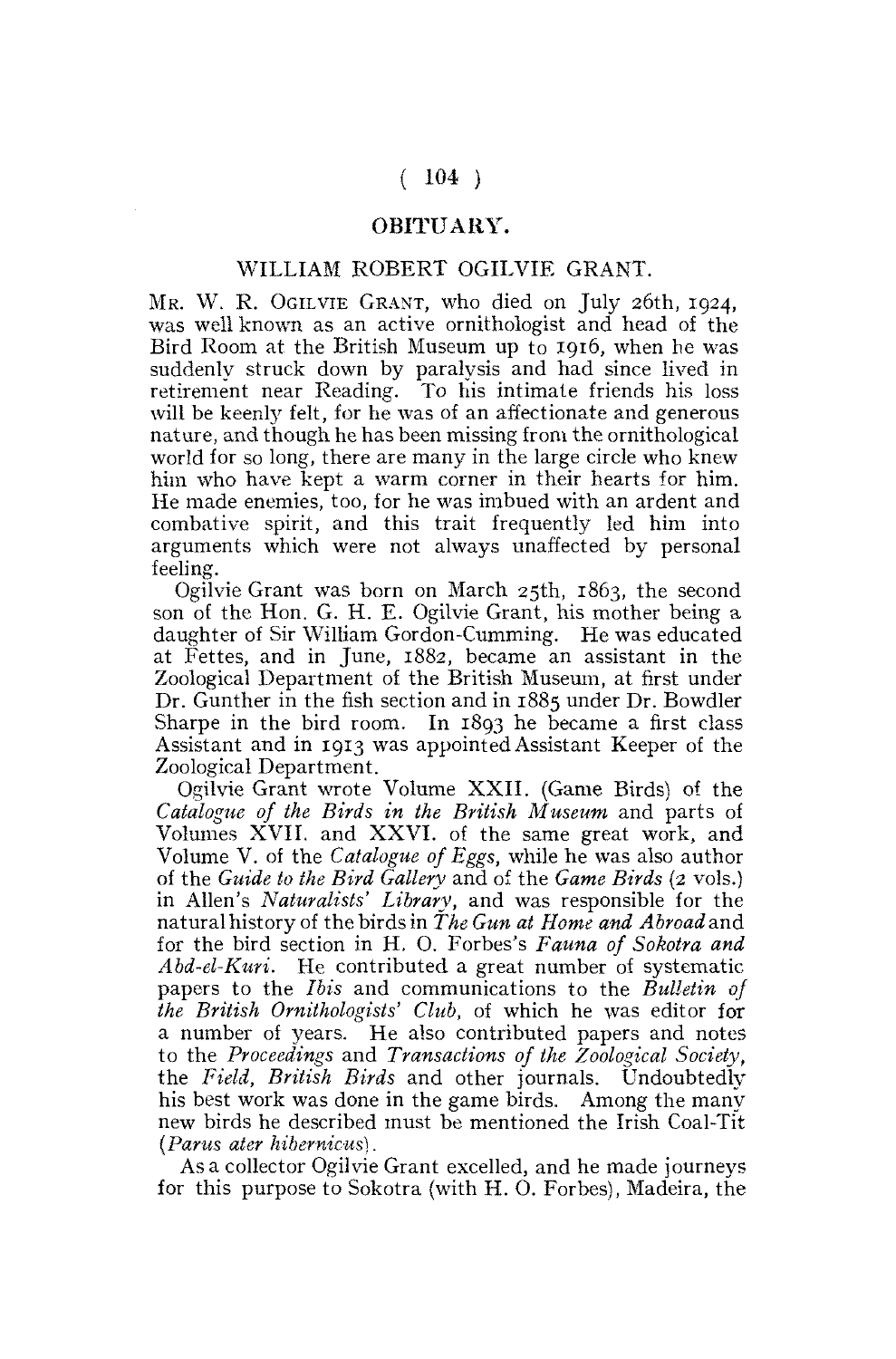# OBITUARY.

## WILLIAM ROBERT OGILVIE GRANT.

Mr. W. R. Ogilvie Grant, who died on July 26th, 1924, was well known as an active ornithologist and head of the Bird Room at the British Museum up to 1916, when he was suddenly struck down by paralysis and had since lived in retirement near Reading. To his intimate friends his loss will be keenly felt, for he was of an affectionate and generous nature, and though he has been missing from the ornithological world for so long, there are many in the large circle who knew him who have kept a warm corner in their hearts for him. He made enemies, too, for he was imbued with an ardent and combative spirit, and this trait frequently led him into arguments which were not always unaffected by personal feeling.

Ogilvie Grant was born on March 25th, 1863, the second son of the Hon. G. H. E. Ogilvie Grant, his mother being a daughter of Sir William Gordon-Cumming. He was educated at Fettes, and in June, 1882, became an assistant in the Zoological Department of the British Museum, at first under Dr. Gunther in the fish section and in 1885 under Dr. Bowdler Sharpe in the bird room. In 1893 he became a first class Assistant and in 1913 was appointed Assistant Keeper of the Zoological Department.

Ogilvie Grant wrote Volume XXII. (Game Birds) of the *Catalogue of the Birds in the British Museum* and parts of Volumes XVII. and XXVI. of the same great work, and Volume V. of the *Catalogue of Eggs*, while he was also author of the *Guide to the Bird Gallery* and of the *Game Birds* (2 vols.) in Allen's *Naturalists' Library*, and was responsible for the natural history of the birds in *The Gun at Home and Abroad* and for the bird section in H. O. Forbes's *Fauna of Sokotra and Abd-el-Kuri*. He contributed a great number of systematic papers to the *Ibis* and communications to the *Bulletin of the British Ornithologists' Club*, of which he was editor for a number of years. He also contributed papers and notes to the *Proceedings* and *Transactions of the Zoological Society*, the *Field*, *British Birds* and other journals. Undoubtedly his best work was done in the game birds. Among the many new birds he described must be mentioned the Irish Coal-Tit (*Parus ater hibernicus*).

As a collector Ogilvie Grant excelled, and he made journeys for this purpose to Sokotra (with H. O. Forbes), Madeira, the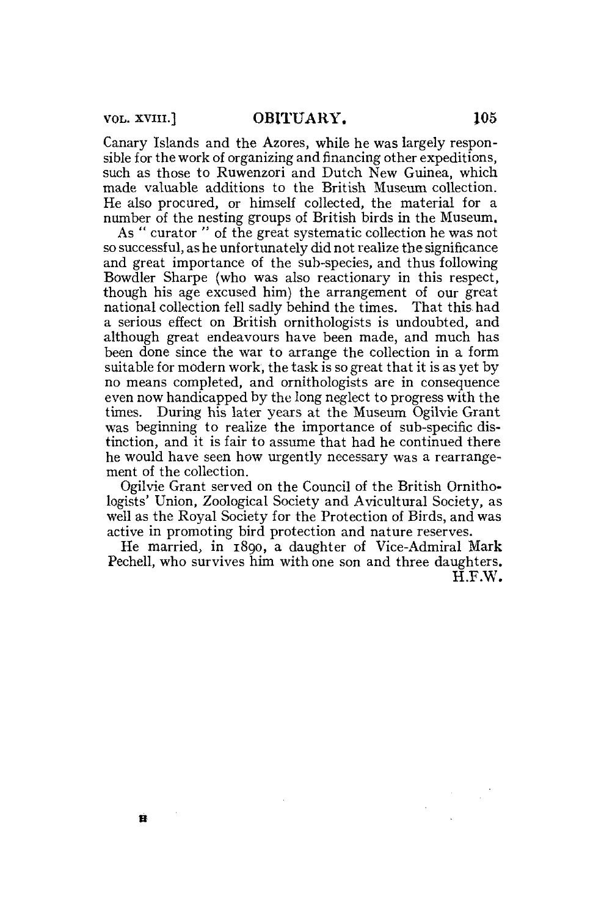Canary Islands and the Azores, while he was largely responsible for the work of organizing and financing other expeditions, such as those to Ruwenzori and Dutch New Guinea, which made valuable additions to the British Museum collection. He also procured, or himself collected, the material for a number of the nesting groups of British birds in the Museum.

As " curator " of the great systematic collection he was not so successful, as he unfortunately did not realize the significance and great importance of the sub-species, and thus following Bowdler Sharpe (who was also reactionary in this respect, though his age excused him) the arrangement of our great national collection fell sadly behind the times. That this had a serious effect on British ornithologists is undoubted, and although great endeavours have been made, and much has been done since the war to arrange the collection in a form suitable for modern work, the task is so great that it is as yet by no means completed, and ornithologists are in consequence even now handicapped by the long neglect to progress with the times. During his later years at the Museum Ogilvie Grant was beginning to realize the importance of sub-specific distinction, and it is fair to assume that had he continued there he would have seen how urgently necessary was a rearrangement of the collection.

Ogilvie Grant served on the Council of the British Ornithologists' Union, Zoological Society and Avicultural Society, as well as the Royal Society for the Protection of Birds, and was active in promoting bird protection and nature reserves.

He married, in 1890, a daughter of Vice-Admiral Mark Pechell, who survives him with one son and three daughters.

H.F.W.